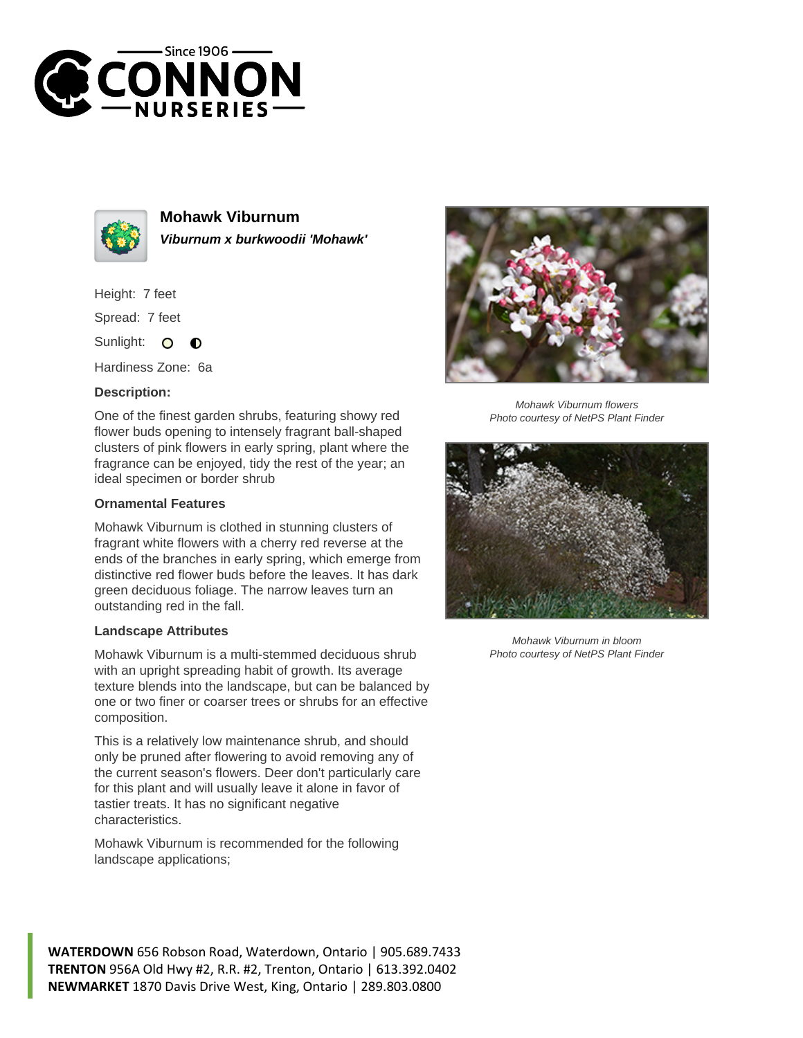# Mohawk Viburnum

***Viburnum x burkwoodii 'Mohawk'***

Height: 7 feet

Spread: 7 feet

Sunlight:

Hardiness Zone: 6a

### Description:

One of the finest garden shrubs, featuring showy red flower buds opening to intensely fragrant ball-shaped clusters of pink flowers in early spring, plant where the fragrance can be enjoyed, tidy the rest of the year; an ideal specimen or border shrub

### Ornamental Features

Mohawk Viburnum is clothed in stunning clusters of fragrant white flowers with a cherry red reverse at the ends of the branches in early spring, which emerge from distinctive red flower buds before the leaves. It has dark green deciduous foliage. The narrow leaves turn an outstanding red in the fall.

### Landscape Attributes

Mohawk Viburnum is a multi-stemmed deciduous shrub with an upright spreading habit of growth. Its average texture blends into the landscape, but can be balanced by one or two finer or coarser trees or shrubs for an effective composition.

This is a relatively low maintenance shrub, and should only be pruned after flowering to avoid removing any of the current season's flowers. Deer don't particularly care for this plant and will usually leave it alone in favor of tastier treats. It has no significant negative characteristics.

Mohawk Viburnum is recommended for the following landscape applications;

*Mohawk Viburnum flowers*
*Photo courtesy of NetPS Plant Finder*

*Mohawk Viburnum in bloom*
*Photo courtesy of NetPS Plant Finder*

**WATERDOWN** 656 Robson Road, Waterdown, Ontario | 905.689.7433
**TRENTON** 956A Old Hwy #2, R.R. #2, Trenton, Ontario | 613.392.0402
**NEWMARKET** 1870 Davis Drive West, King, Ontario | 289.803.0800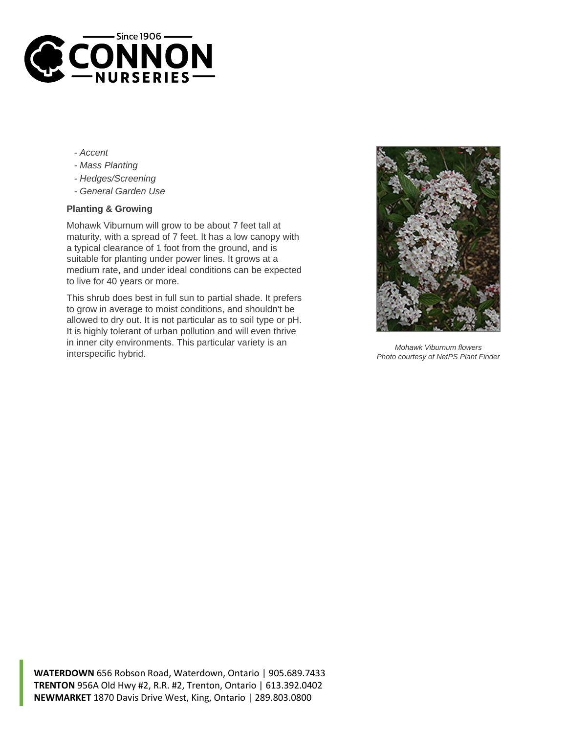- *Accent*
- *Mass Planting*
- *Hedges/Screening*
- *General Garden Use*

**Planting & Growing**

Mohawk Viburnum will grow to be about 7 feet tall at maturity, with a spread of 7 feet. It has a low canopy with a typical clearance of 1 foot from the ground, and is suitable for planting under power lines. It grows at a medium rate, and under ideal conditions can be expected to live for 40 years or more.

This shrub does best in full sun to partial shade. It prefers to grow in average to moist conditions, and shouldn't be allowed to dry out. It is not particular as to soil type or pH. It is highly tolerant of urban pollution and will even thrive in inner city environments. This particular variety is an interspecific hybrid.

*Mohawk Viburnum flowers*
*Photo courtesy of NetPS Plant Finder*

**WATERDOWN** 656 Robson Road, Waterdown, Ontario | 905.689.7433
**TRENTON** 956A Old Hwy #2, R.R. #2, Trenton, Ontario | 613.392.0402
**NEWMARKET** 1870 Davis Drive West, King, Ontario | 289.803.0800